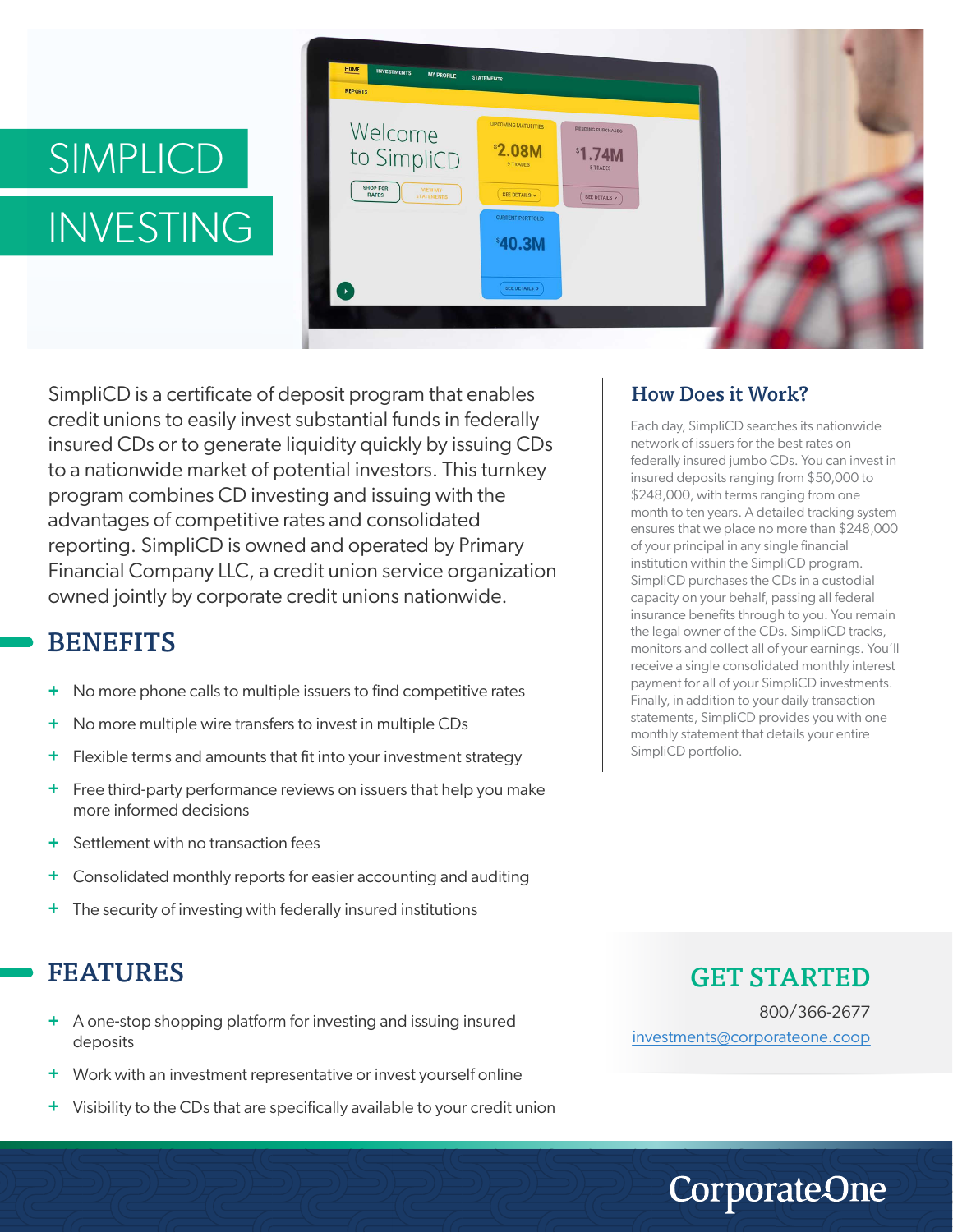# SIMPLICD INVESTING

SimpliCD is a certificate of deposit program that enables credit unions to easily invest substantial funds in federally insured CDs or to generate liquidity quickly by issuing CDs to a nationwide market of potential investors. This turnkey program combines CD investing and issuing with the advantages of competitive rates and consolidated reporting. SimpliCD is owned and operated by Primary Financial Company LLC, a credit union service organization owned jointly by corporate credit unions nationwide.

## BENEFITS

+ No more phone calls to multiple issuers to find competitive rates
+ No more multiple wire transfers to invest in multiple CDs
+ Flexible terms and amounts that fit into your investment strategy
+ Free third-party performance reviews on issuers that help you make more informed decisions
+ Settlement with no transaction fees
+ Consolidated monthly reports for easier accounting and auditing
+ The security of investing with federally insured institutions

## FEATURES

+ A one-stop shopping platform for investing and issuing insured deposits
+ Work with an investment representative or invest yourself online
+ Visibility to the CDs that are specifically available to your credit union

## How Does it Work?

Each day, SimpliCD searches its nationwide network of issuers for the best rates on federally insured jumbo CDs. You can invest in insured deposits ranging from $50,000 to $248,000, with terms ranging from one month to ten years. A detailed tracking system ensures that we place no more than $248,000 of your principal in any single financial institution within the SimpliCD program. SimpliCD purchases the CDs in a custodial capacity on your behalf, passing all federal insurance benefits through to you. You remain the legal owner of the CDs. SimpliCD tracks, monitors and collect all of your earnings. You'll receive a single consolidated monthly interest payment for all of your SimpliCD investments. Finally, in addition to your daily transaction statements, SimpliCD provides you with one monthly statement that details your entire SimpliCD portfolio.

## GET STARTED

800/366-2677

investments@corporateone.coop

CorporateOne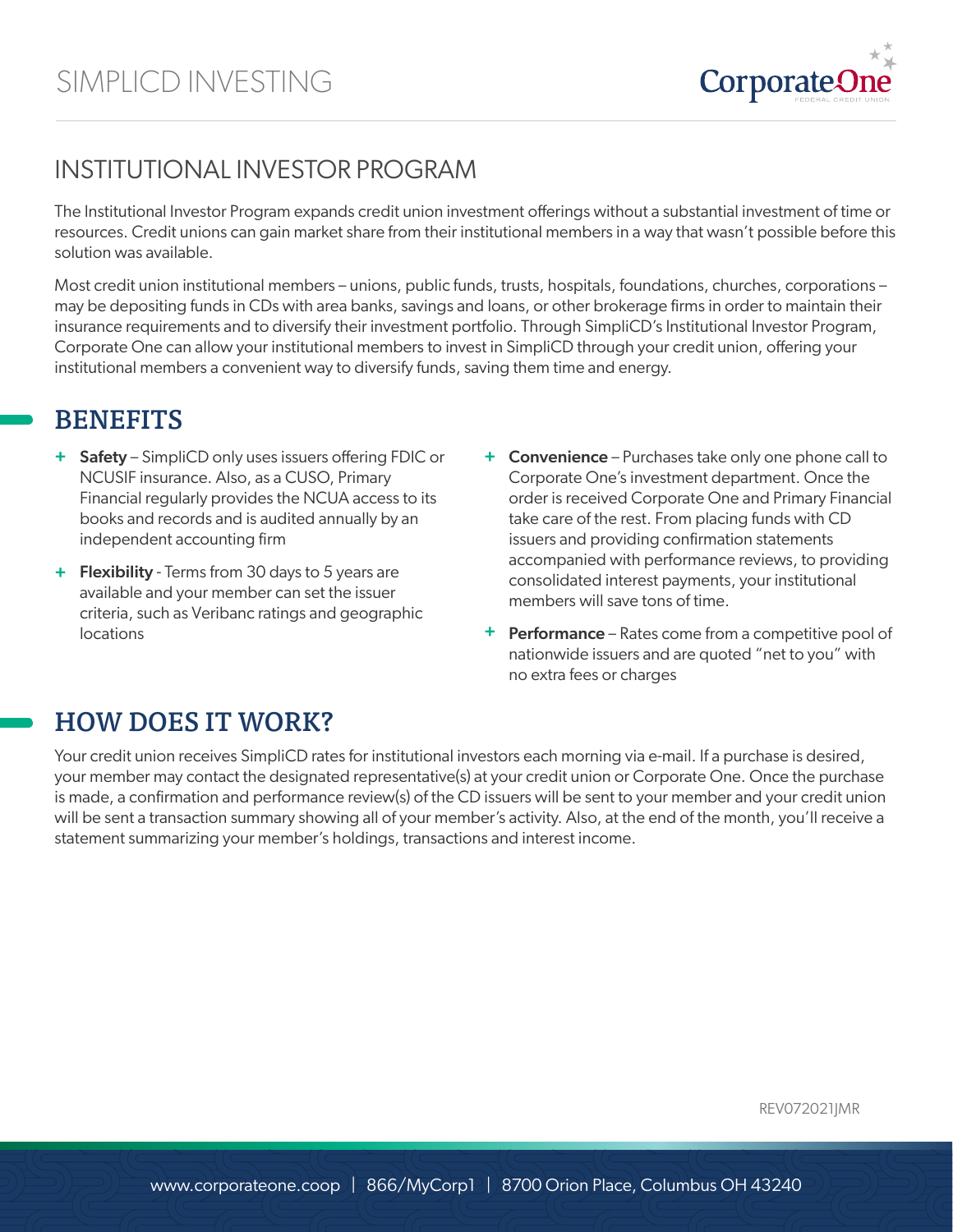# SIMPLICD INVESTING

## INSTITUTIONAL INVESTOR PROGRAM

The Institutional Investor Program expands credit union investment offerings without a substantial investment of time or resources. Credit unions can gain market share from their institutional members in a way that wasn't possible before this solution was available.

Most credit union institutional members – unions, public funds, trusts, hospitals, foundations, churches, corporations – may be depositing funds in CDs with area banks, savings and loans, or other brokerage firms in order to maintain their insurance requirements and to diversify their investment portfolio. Through SimpliCD's Institutional Investor Program, Corporate One can allow your institutional members to invest in SimpliCD through your credit union, offering your institutional members a convenient way to diversify funds, saving them time and energy.

## BENEFITS

- **Safety** – SimpliCD only uses issuers offering FDIC or NCUSIF insurance. Also, as a CUSO, Primary Financial regularly provides the NCUA access to its books and records and is audited annually by an independent accounting firm
- **Flexibility** - Terms from 30 days to 5 years are available and your member can set the issuer criteria, such as Veribanc ratings and geographic locations
- **Convenience** – Purchases take only one phone call to Corporate One's investment department. Once the order is received Corporate One and Primary Financial take care of the rest. From placing funds with CD issuers and providing confirmation statements accompanied with performance reviews, to providing consolidated interest payments, your institutional members will save tons of time.
- **Performance** – Rates come from a competitive pool of nationwide issuers and are quoted "net to you" with no extra fees or charges

## HOW DOES IT WORK?

Your credit union receives SimpliCD rates for institutional investors each morning via e-mail. If a purchase is desired, your member may contact the designated representative(s) at your credit union or Corporate One. Once the purchase is made, a confirmation and performance review(s) of the CD issuers will be sent to your member and your credit union will be sent a transaction summary showing all of your member's activity. Also, at the end of the month, you'll receive a statement summarizing your member's holdings, transactions and interest income.

REV072021JMR

www.corporateone.coop | 866/MyCorp1 | 8700 Orion Place, Columbus OH 43240